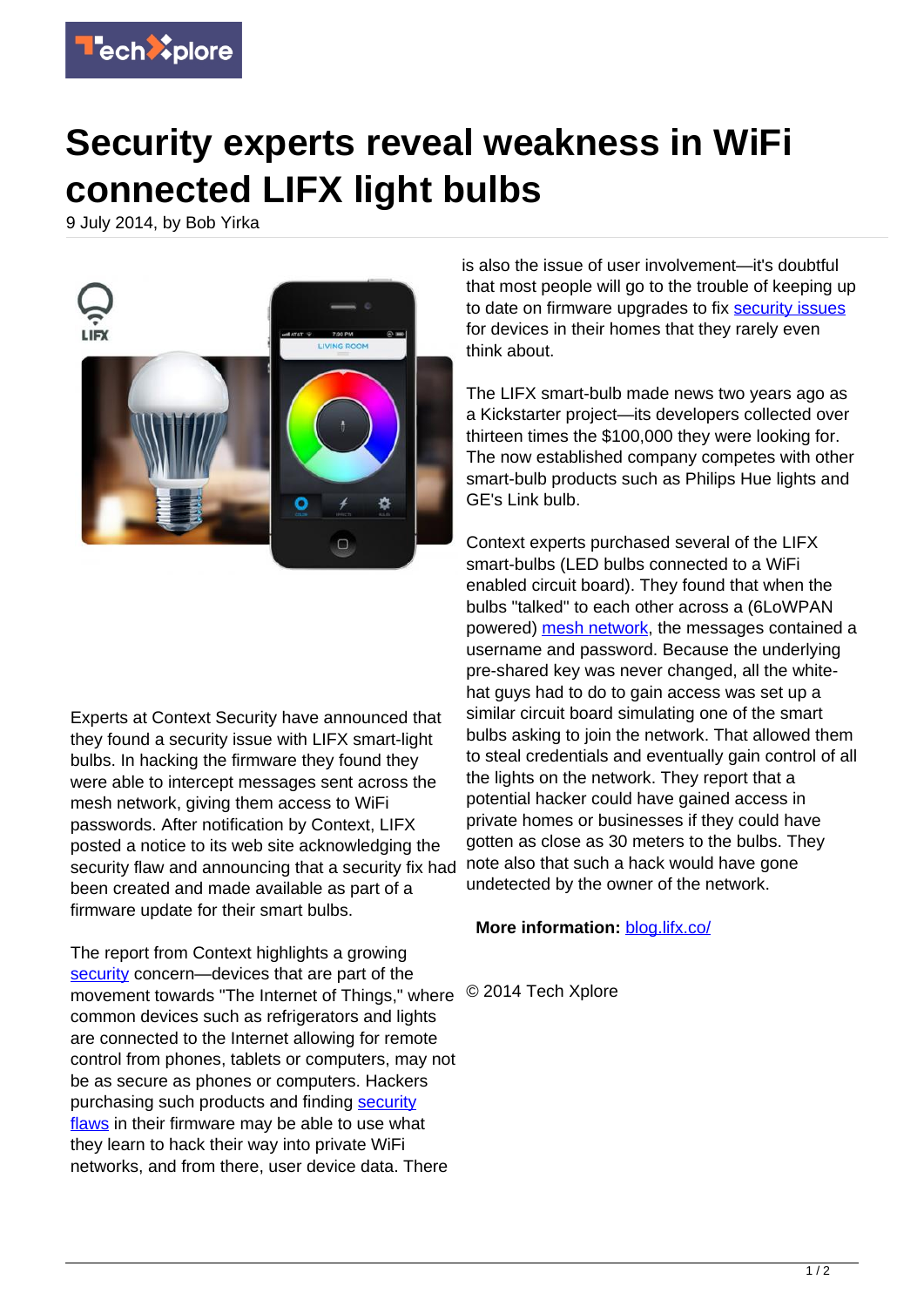# Security experts reveal weakness in WiFi connected LIFX light bulbs

9 July 2014, by Bob Yirka

Experts at Context Security have announced that they found a security issue with LIFX smart-light bulbs. In hacking the firmware they found they were able to intercept messages sent across the mesh network, giving them access to WiFi passwords. After notification by Context, LIFX posted a notice to its web site acknowledging the security flaw and announcing that a security fix had been created and made available as part of a firmware update for their smart bulbs.

The report from Context highlights a growing security concern—devices that are part of the movement towards "The Internet of Things," where common devices such as refrigerators and lights are connected to the Internet allowing for remote control from phones, tablets or computers, may not be as secure as phones or computers. Hackers purchasing such products and finding security flaws in their firmware may be able to use what they learn to hack their way into private WiFi networks, and from there, user device data. There is also the issue of user involvement—it's doubtful that most people will go to the trouble of keeping up to date on firmware upgrades to fix security issues for devices in their homes that they rarely even think about.

The LIFX smart-bulb made news two years ago as a Kickstarter project—its developers collected over thirteen times the $100,000 they were looking for. The now established company competes with other smart-bulb products such as Philips Hue lights and GE's Link bulb.

Context experts purchased several of the LIFX smart-bulbs (LED bulbs connected to a WiFi enabled circuit board). They found that when the bulbs "talked" to each other across a (6LoWPAN powered) mesh network, the messages contained a username and password. Because the underlying pre-shared key was never changed, all the white-hat guys had to do to gain access was set up a similar circuit board simulating one of the smart bulbs asking to join the network. That allowed them to steal credentials and eventually gain control of all the lights on the network. They report that a potential hacker could have gained access in private homes or businesses if they could have gotten as close as 30 meters to the bulbs. They note also that such a hack would have gone undetected by the owner of the network.

**More information:** blog.lifx.co/

© 2014 Tech Xplore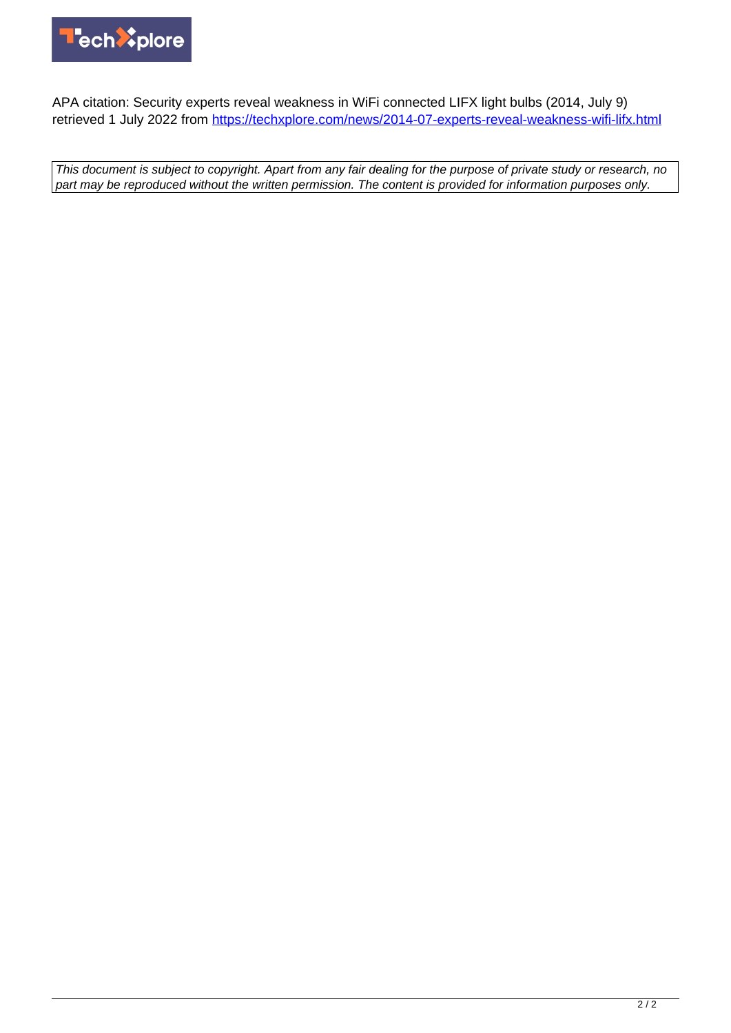APA citation: Security experts reveal weakness in WiFi connected LIFX light bulbs (2014, July 9) retrieved 1 July 2022 from https://techxplore.com/news/2014-07-experts-reveal-weakness-wifi-lifx.html

*This document is subject to copyright. Apart from any fair dealing for the purpose of private study or research, no part may be reproduced without the written permission. The content is provided for information purposes only.*